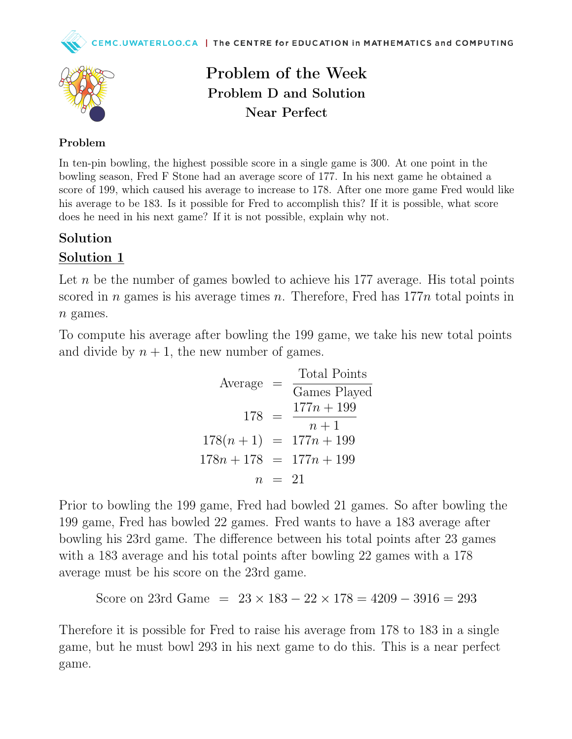# Problem of the Week

## Problem D and Solution

## Near Perfect

### Problem

In ten-pin bowling, the highest possible score in a single game is 300. At one point in the bowling season, Fred F Stone had an average score of 177. In his next game he obtained a score of 199, which caused his average to increase to 178. After one more game Fred would like his average to be 183. Is it possible for Fred to accomplish this? If it is possible, what score does he need in his next game? If it is not possible, explain why not.

## Solution

### Solution 1

Let $n$ be the number of games bowled to achieve his 177 average. His total points scored in $n$ games is his average times $n$. Therefore, Fred has $177n$ total points in $n$ games.

To compute his average after bowling the 199 game, we take his new total points and divide by $n+1$, the new number of games.

$$
\begin{aligned}
\text{Average} &= \frac{\text{Total Points}}{\text{Games Played}} \\
178 &= \frac{177n + 199}{n+1} \\
178(n+1) &= 177n + 199 \\
178n + 178 &= 177n + 199 \\
n &= 21
\end{aligned}
$$

Prior to bowling the 199 game, Fred had bowled 21 games. So after bowling the 199 game, Fred has bowled 22 games. Fred wants to have a 183 average after bowling his 23rd game. The difference between his total points after 23 games with a 183 average and his total points after bowling 22 games with a 178 average must be his score on the 23rd game.

$$\text{Score on 23rd Game} = 23 \times 183 - 22 \times 178 = 4209 - 3916 = 293$$

Therefore it is possible for Fred to raise his average from 178 to 183 in a single game, but he must bowl 293 in his next game to do this. This is a near perfect game.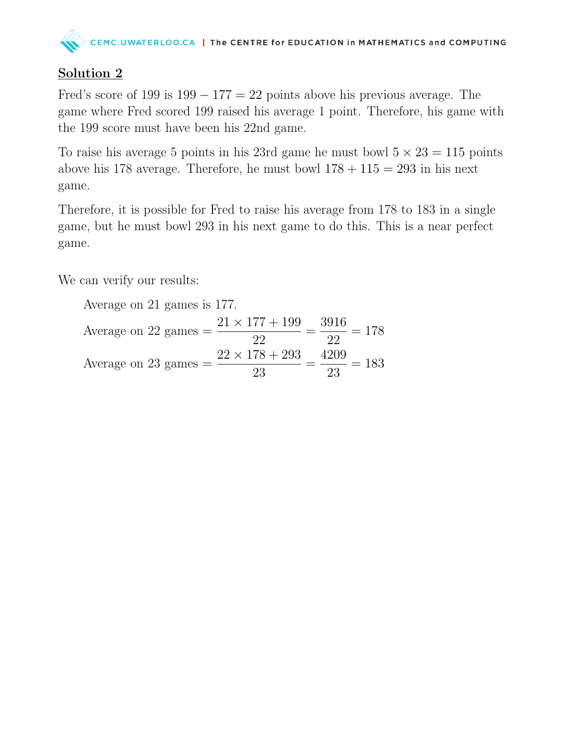**Solution 2**

Fred's score of 199 is $199 - 177 = 22$ points above his previous average. The game where Fred scored 199 raised his average 1 point. Therefore, his game with the 199 score must have been his 22nd game.

To raise his average 5 points in his 23rd game he must bowl $5 \times 23 = 115$ points above his 178 average. Therefore, he must bowl $178 + 115 = 293$ in his next game.

Therefore, it is possible for Fred to raise his average from 178 to 183 in a single game, but he must bowl 293 in his next game to do this. This is a near perfect game.

We can verify our results:

Average on 21 games is 177.

$$\text{Average on 22 games} = \frac{21 \times 177 + 199}{22} = \frac{3916}{22} = 178$$

$$\text{Average on 23 games} = \frac{22 \times 178 + 293}{23} = \frac{4209}{23} = 183$$